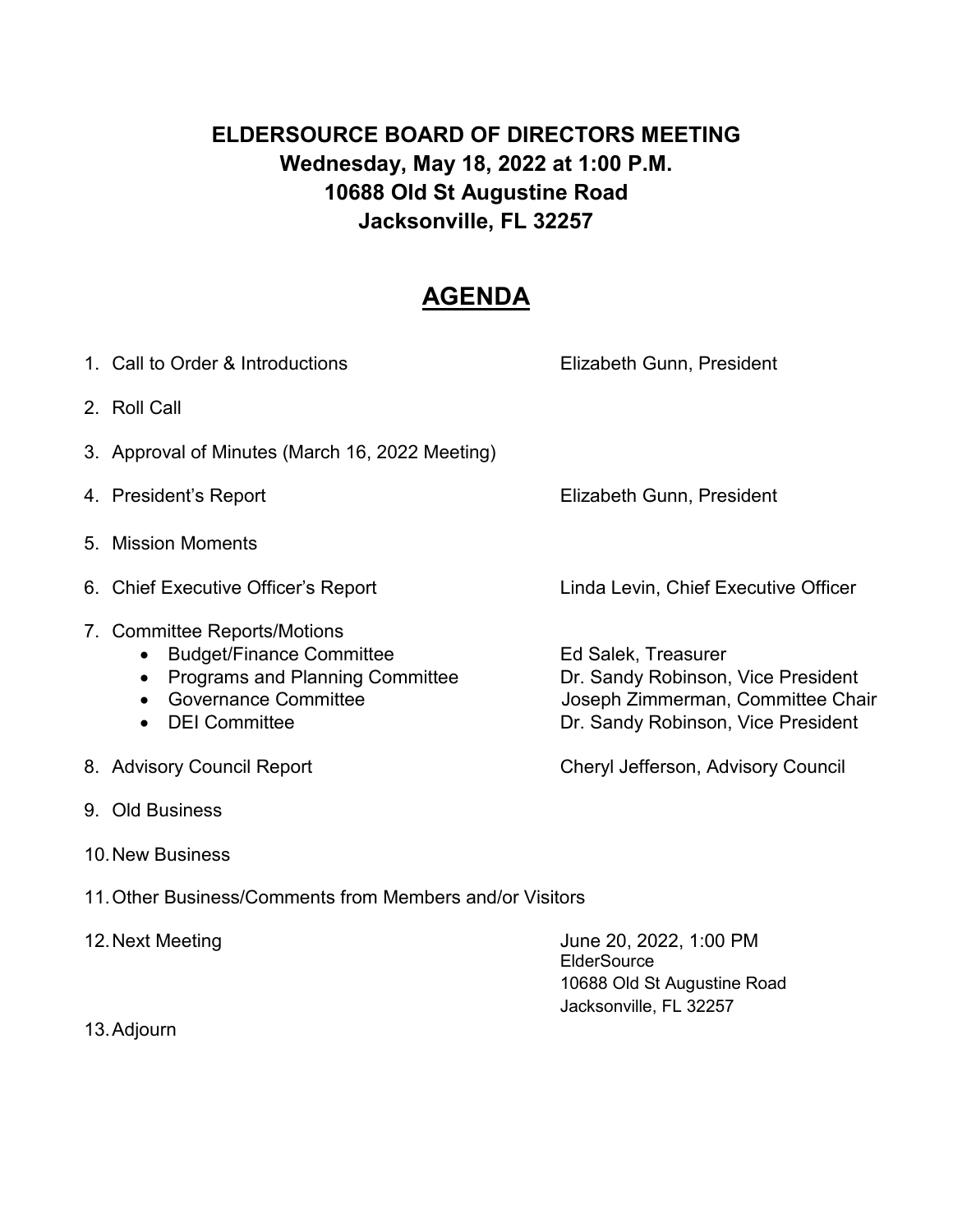# ELDERSOURCE BOARD OF DIRECTORS MEETING
## Wednesday, May 18, 2022 at 1:00 P.M.
## 10688 Old St Augustine Road
## Jacksonville, FL 32257

## AGENDA

1. Call to Order & Introductions — Elizabeth Gunn, President
2. Roll Call
3. Approval of Minutes (March 16, 2022 Meeting)
4. President's Report — Elizabeth Gunn, President
5. Mission Moments
6. Chief Executive Officer's Report — Linda Levin, Chief Executive Officer
7. Committee Reports/Motions
   - Budget/Finance Committee — Ed Salek, Treasurer
   - Programs and Planning Committee — Dr. Sandy Robinson, Vice President
   - Governance Committee — Joseph Zimmerman, Committee Chair
   - DEI Committee — Dr. Sandy Robinson, Vice President
8. Advisory Council Report — Cheryl Jefferson, Advisory Council
9. Old Business
10. New Business
11. Other Business/Comments from Members and/or Visitors
12. Next Meeting — June 20, 2022, 1:00 PM
    ElderSource
    10688 Old St Augustine Road
    Jacksonville, FL 32257
13. Adjourn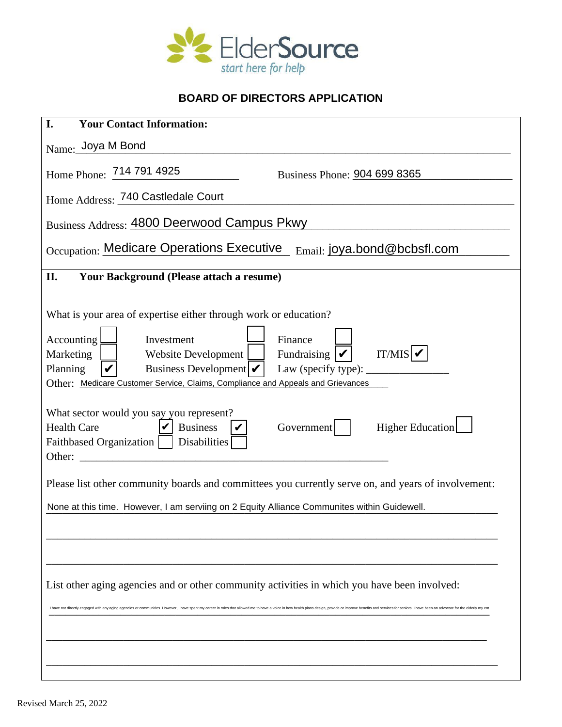ElderSource
*start here for help*

## BOARD OF DIRECTORS APPLICATION

### I. Your Contact Information:

Name: Joya M Bond

Home Phone: 714 791 4925 Business Phone: 904 699 8365

Home Address: 740 Castledale Court

Business Address: 4800 Deerwood Campus Pkwy

Occupation: Medicare Operations Executive Email: joya.bond@bcbsfl.com

### II. Your Background (Please attach a resume)

What is your area of expertise either through work or education?

- [ ] Accounting
- [ ] Investment
- [ ] Finance
- [ ] Marketing
- [ ] Website Development
- [x] Fundraising
- [x] IT/MIS
- [x] Planning
- [x] Business Development
- Law (specify type): ______________

Other: Medicare Customer Service, Claims, Compliance and Appeals and Grievances

What sector would you say you represent?

- [x] Health Care
- [x] Business
- [ ] Government
- [ ] Higher Education
- [ ] Faithbased Organization
- [ ] Disabilities

Other: ______________

Please list other community boards and committees you currently serve on, and years of involvement:

None at this time. However, I am serviing on 2 Equity Alliance Communites within Guidewell.

List other aging agencies and or other community activities in which you have been involved:

I have not directly engaged with any aging agencies or communities. However, I have spent my career in roles that allowed me to have a voice in how health plans design, provide or improve benefits and services for seniors. I have been an advocate for the elderly my ent

Revised March 25, 2022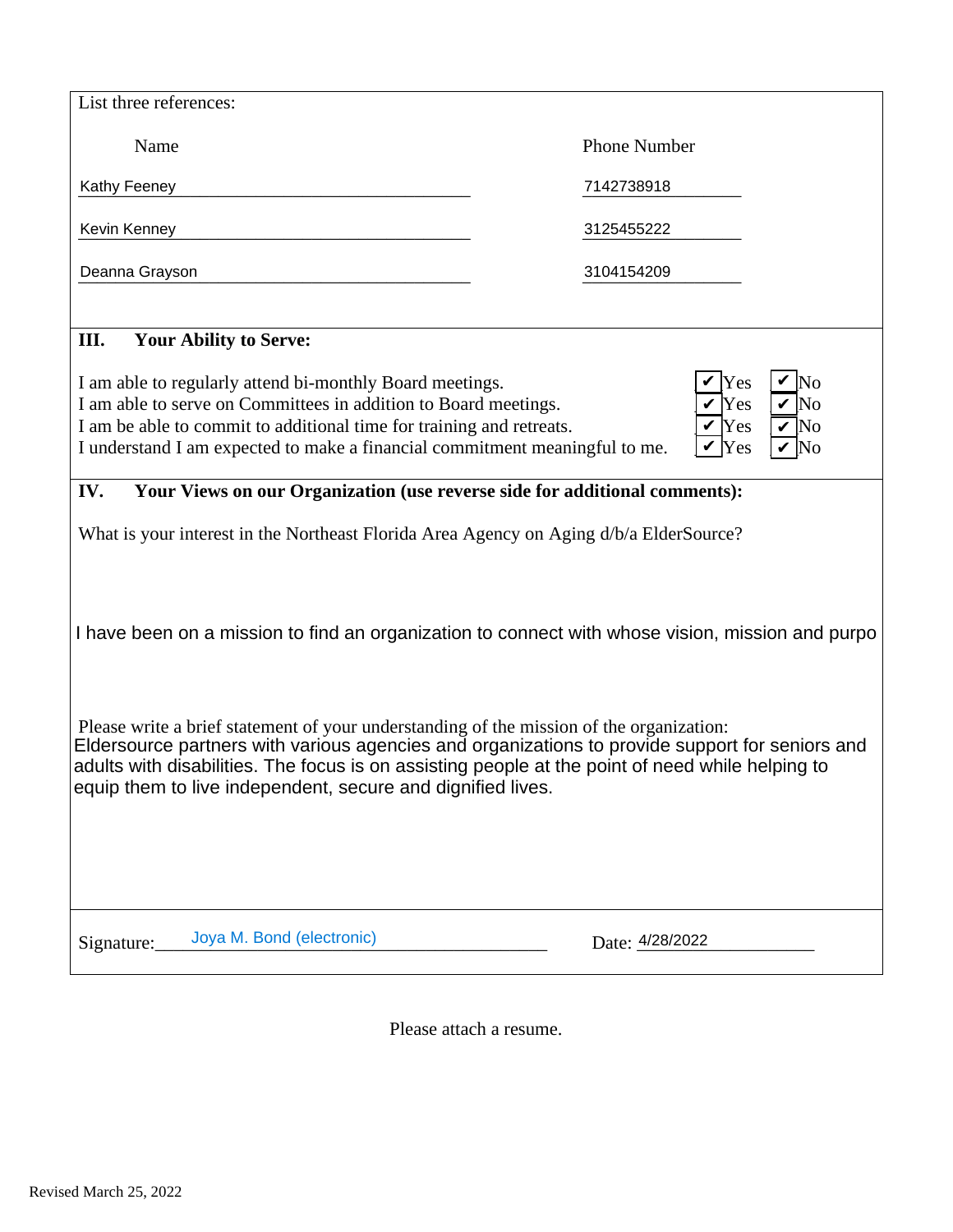List three references:

| Name | Phone Number |
| --- | --- |
| Kathy Feeney | 7142738918 |
| Kevin Kenney | 3125455222 |
| Deanna Grayson | 3104154209 |

## III. Your Ability to Serve:

| | Yes | No |
| --- | --- | --- |
| I am able to regularly attend bi-monthly Board meetings. | ✔ Yes | ✔ No |
| I am able to serve on Committees in addition to Board meetings. | ✔ Yes | ✔ No |
| I am be able to commit to additional time for training and retreats. | ✔ Yes | ✔ No |
| I understand I am expected to make a financial commitment meaningful to me. | ✔ Yes | ✔ No |

## IV. Your Views on our Organization (use reverse side for additional comments):

What is your interest in the Northeast Florida Area Agency on Aging d/b/a ElderSource?

I have been on a mission to find an organization to connect with whose vision, mission and purpo

Please write a brief statement of your understanding of the mission of the organization:
Eldersource partners with various agencies and organizations to provide support for seniors and adults with disabilities. The focus is on assisting people at the point of need while helping to equip them to live independent, secure and dignified lives.

Signature: Joya M. Bond (electronic) Date: 4/28/2022

Please attach a resume.

Revised March 25, 2022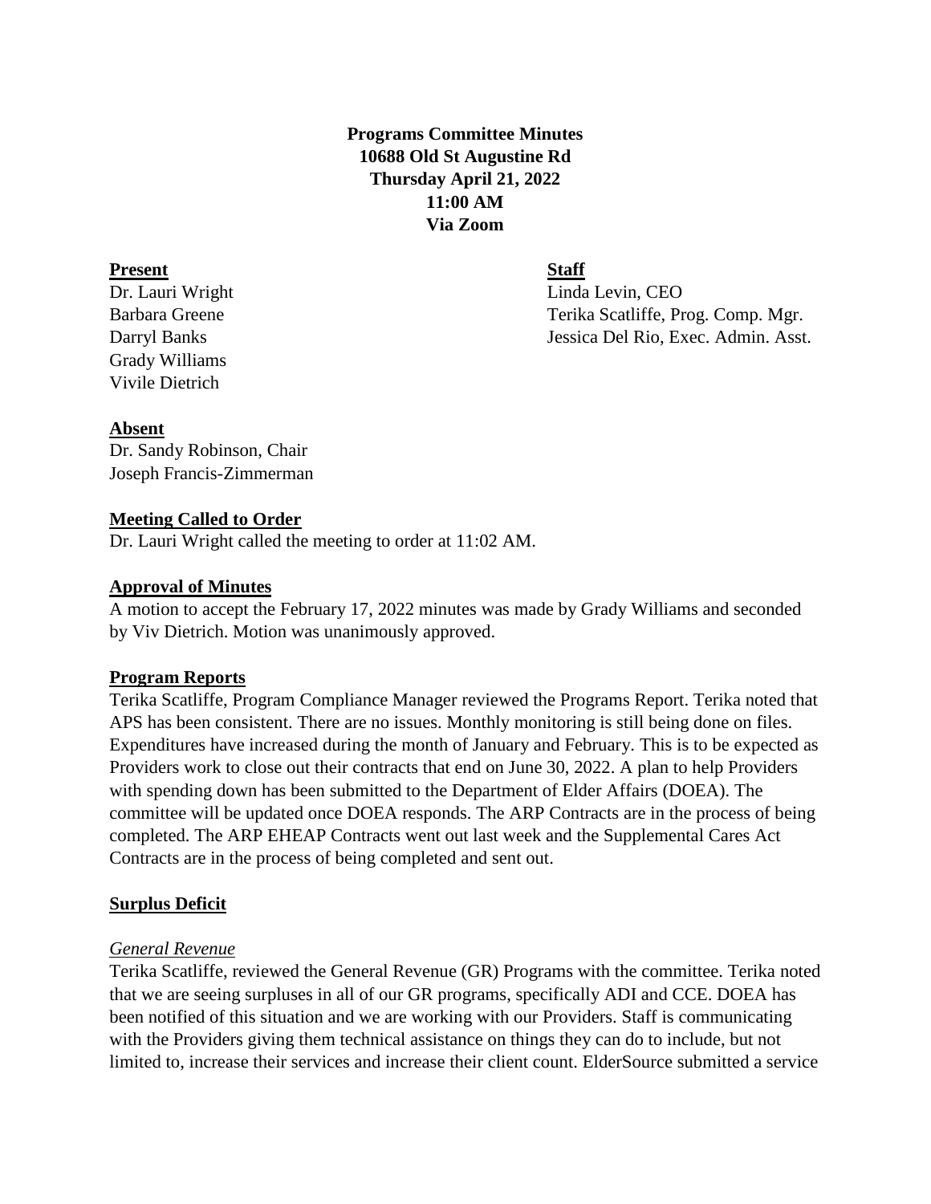**Programs Committee Minutes**
**10688 Old St Augustine Rd**
**Thursday April 21, 2022**
**11:00 AM**
**Via Zoom**

**Present**
Dr. Lauri Wright
Barbara Greene
Darryl Banks
Grady Williams
Vivile Dietrich

**Staff**
Linda Levin, CEO
Terika Scatliffe, Prog. Comp. Mgr.
Jessica Del Rio, Exec. Admin. Asst.

**Absent**
Dr. Sandy Robinson, Chair
Joseph Francis-Zimmerman

**Meeting Called to Order**

Dr. Lauri Wright called the meeting to order at 11:02 AM.

**Approval of Minutes**

A motion to accept the February 17, 2022 minutes was made by Grady Williams and seconded by Viv Dietrich. Motion was unanimously approved.

**Program Reports**

Terika Scatliffe, Program Compliance Manager reviewed the Programs Report. Terika noted that APS has been consistent. There are no issues. Monthly monitoring is still being done on files. Expenditures have increased during the month of January and February. This is to be expected as Providers work to close out their contracts that end on June 30, 2022. A plan to help Providers with spending down has been submitted to the Department of Elder Affairs (DOEA). The committee will be updated once DOEA responds. The ARP Contracts are in the process of being completed. The ARP EHEAP Contracts went out last week and the Supplemental Cares Act Contracts are in the process of being completed and sent out.

**Surplus Deficit**

*General Revenue*

Terika Scatliffe, reviewed the General Revenue (GR) Programs with the committee. Terika noted that we are seeing surpluses in all of our GR programs, specifically ADI and CCE. DOEA has been notified of this situation and we are working with our Providers. Staff is communicating with the Providers giving them technical assistance on things they can do to include, but not limited to, increase their services and increase their client count. ElderSource submitted a service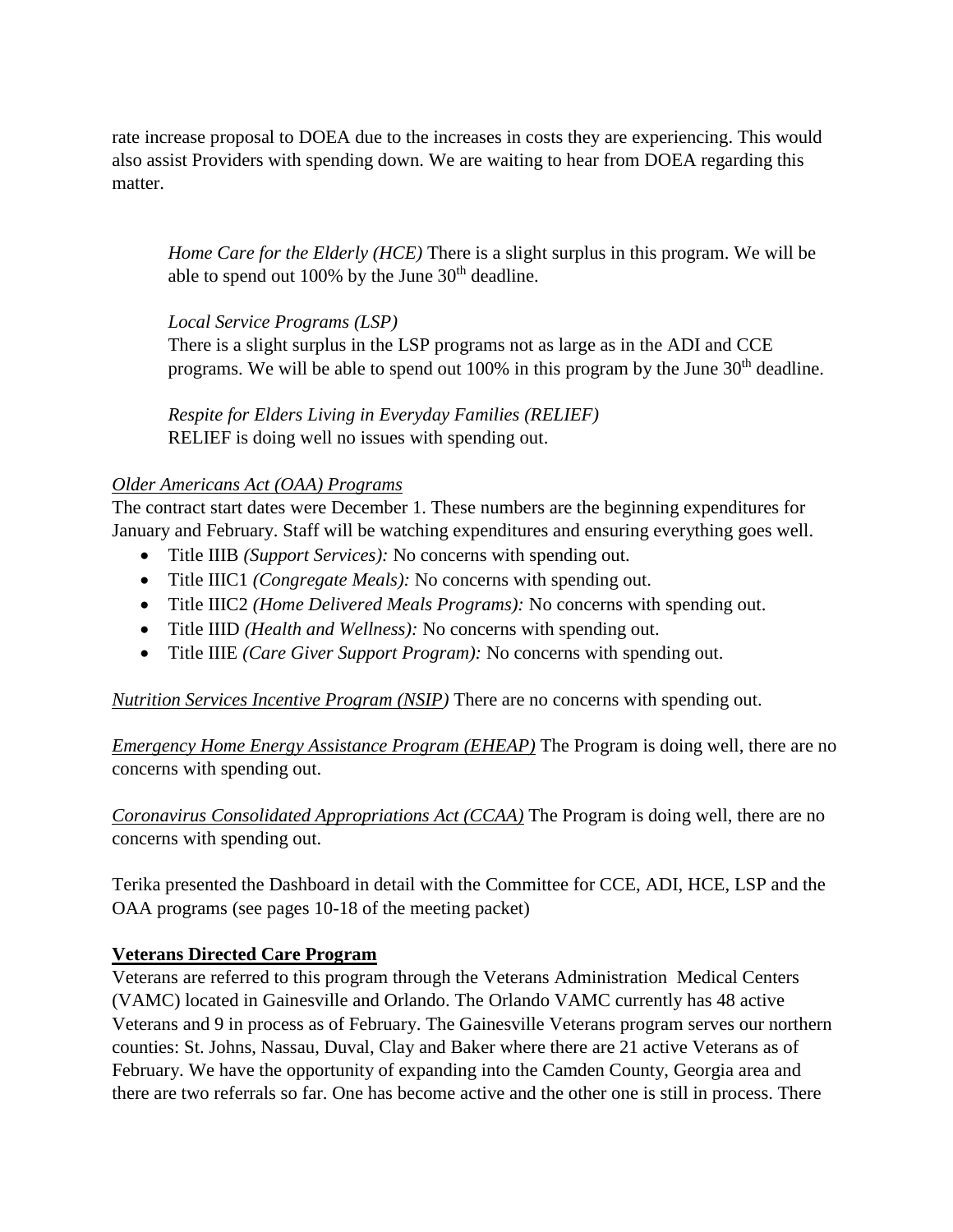rate increase proposal to DOEA due to the increases in costs they are experiencing. This would also assist Providers with spending down. We are waiting to hear from DOEA regarding this matter.

*Home Care for the Elderly (HCE)* There is a slight surplus in this program. We will be able to spend out 100% by the June 30th deadline.

*Local Service Programs (LSP)*
There is a slight surplus in the LSP programs not as large as in the ADI and CCE programs. We will be able to spend out 100% in this program by the June 30th deadline.

*Respite for Elders Living in Everyday Families (RELIEF)*
RELIEF is doing well no issues with spending out.

*Older Americans Act (OAA) Programs*
The contract start dates were December 1. These numbers are the beginning expenditures for January and February. Staff will be watching expenditures and ensuring everything goes well.

- Title IIIB *(Support Services):* No concerns with spending out.
- Title IIIC1 *(Congregate Meals):* No concerns with spending out.
- Title IIIC2 *(Home Delivered Meals Programs):* No concerns with spending out.
- Title IIID *(Health and Wellness):* No concerns with spending out.
- Title IIIE *(Care Giver Support Program):* No concerns with spending out.

*Nutrition Services Incentive Program (NSIP)* There are no concerns with spending out.

*Emergency Home Energy Assistance Program (EHEAP)* The Program is doing well, there are no concerns with spending out.

*Coronavirus Consolidated Appropriations Act (CCAA)* The Program is doing well, there are no concerns with spending out.

Terika presented the Dashboard in detail with the Committee for CCE, ADI, HCE, LSP and the OAA programs (see pages 10-18 of the meeting packet)

**Veterans Directed Care Program**

Veterans are referred to this program through the Veterans Administration Medical Centers (VAMC) located in Gainesville and Orlando. The Orlando VAMC currently has 48 active Veterans and 9 in process as of February. The Gainesville Veterans program serves our northern counties: St. Johns, Nassau, Duval, Clay and Baker where there are 21 active Veterans as of February. We have the opportunity of expanding into the Camden County, Georgia area and there are two referrals so far. One has become active and the other one is still in process. There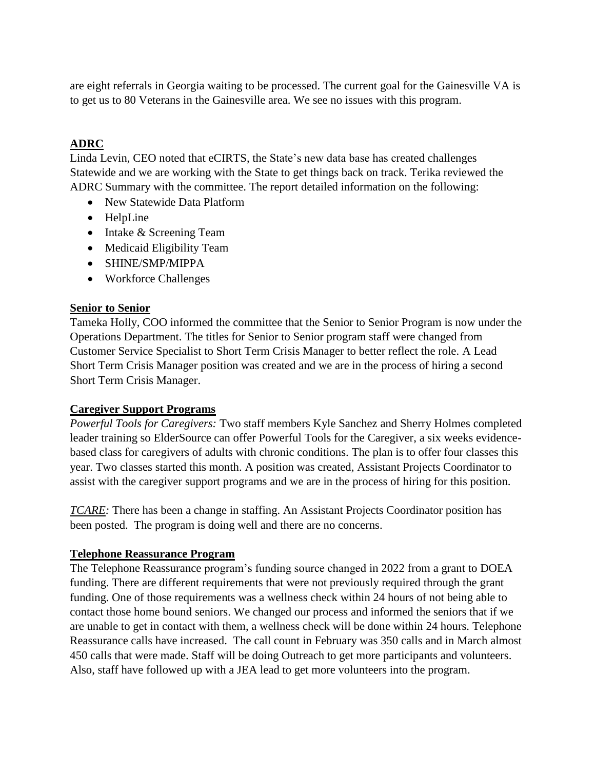are eight referrals in Georgia waiting to be processed. The current goal for the Gainesville VA is to get us to 80 Veterans in the Gainesville area. We see no issues with this program.

## ADRC

Linda Levin, CEO noted that eCIRTS, the State's new data base has created challenges Statewide and we are working with the State to get things back on track. Terika reviewed the ADRC Summary with the committee. The report detailed information on the following:

- New Statewide Data Platform
- HelpLine
- Intake & Screening Team
- Medicaid Eligibility Team
- SHINE/SMP/MIPPA
- Workforce Challenges

## Senior to Senior

Tameka Holly, COO informed the committee that the Senior to Senior Program is now under the Operations Department. The titles for Senior to Senior program staff were changed from Customer Service Specialist to Short Term Crisis Manager to better reflect the role. A Lead Short Term Crisis Manager position was created and we are in the process of hiring a second Short Term Crisis Manager.

## Caregiver Support Programs

*Powerful Tools for Caregivers:* Two staff members Kyle Sanchez and Sherry Holmes completed leader training so ElderSource can offer Powerful Tools for the Caregiver, a six weeks evidence-based class for caregivers of adults with chronic conditions. The plan is to offer four classes this year. Two classes started this month. A position was created, Assistant Projects Coordinator to assist with the caregiver support programs and we are in the process of hiring for this position.

*TCARE:* There has been a change in staffing. An Assistant Projects Coordinator position has been posted. The program is doing well and there are no concerns.

## Telephone Reassurance Program

The Telephone Reassurance program's funding source changed in 2022 from a grant to DOEA funding. There are different requirements that were not previously required through the grant funding. One of those requirements was a wellness check within 24 hours of not being able to contact those home bound seniors. We changed our process and informed the seniors that if we are unable to get in contact with them, a wellness check will be done within 24 hours. Telephone Reassurance calls have increased. The call count in February was 350 calls and in March almost 450 calls that were made. Staff will be doing Outreach to get more participants and volunteers. Also, staff have followed up with a JEA lead to get more volunteers into the program.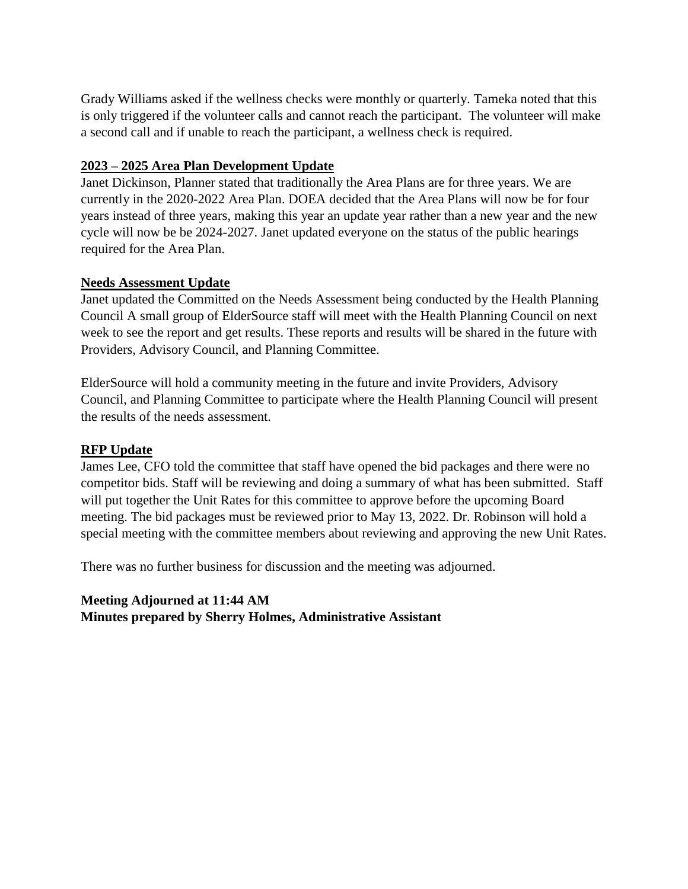Grady Williams asked if the wellness checks were monthly or quarterly. Tameka noted that this is only triggered if the volunteer calls and cannot reach the participant. The volunteer will make a second call and if unable to reach the participant, a wellness check is required.

**<u>2023 – 2025 Area Plan Development Update</u>**

Janet Dickinson, Planner stated that traditionally the Area Plans are for three years. We are currently in the 2020-2022 Area Plan. DOEA decided that the Area Plans will now be for four years instead of three years, making this year an update year rather than a new year and the new cycle will now be be 2024-2027. Janet updated everyone on the status of the public hearings required for the Area Plan.

**<u>Needs Assessment Update</u>**

Janet updated the Committed on the Needs Assessment being conducted by the Health Planning Council A small group of ElderSource staff will meet with the Health Planning Council on next week to see the report and get results. These reports and results will be shared in the future with Providers, Advisory Council, and Planning Committee.

ElderSource will hold a community meeting in the future and invite Providers, Advisory Council, and Planning Committee to participate where the Health Planning Council will present the results of the needs assessment.

**<u>RFP Update</u>**

James Lee, CFO told the committee that staff have opened the bid packages and there were no competitor bids. Staff will be reviewing and doing a summary of what has been submitted. Staff will put together the Unit Rates for this committee to approve before the upcoming Board meeting. The bid packages must be reviewed prior to May 13, 2022. Dr. Robinson will hold a special meeting with the committee members about reviewing and approving the new Unit Rates.

There was no further business for discussion and the meeting was adjourned.

**Meeting Adjourned at 11:44 AM**
**Minutes prepared by Sherry Holmes, Administrative Assistant**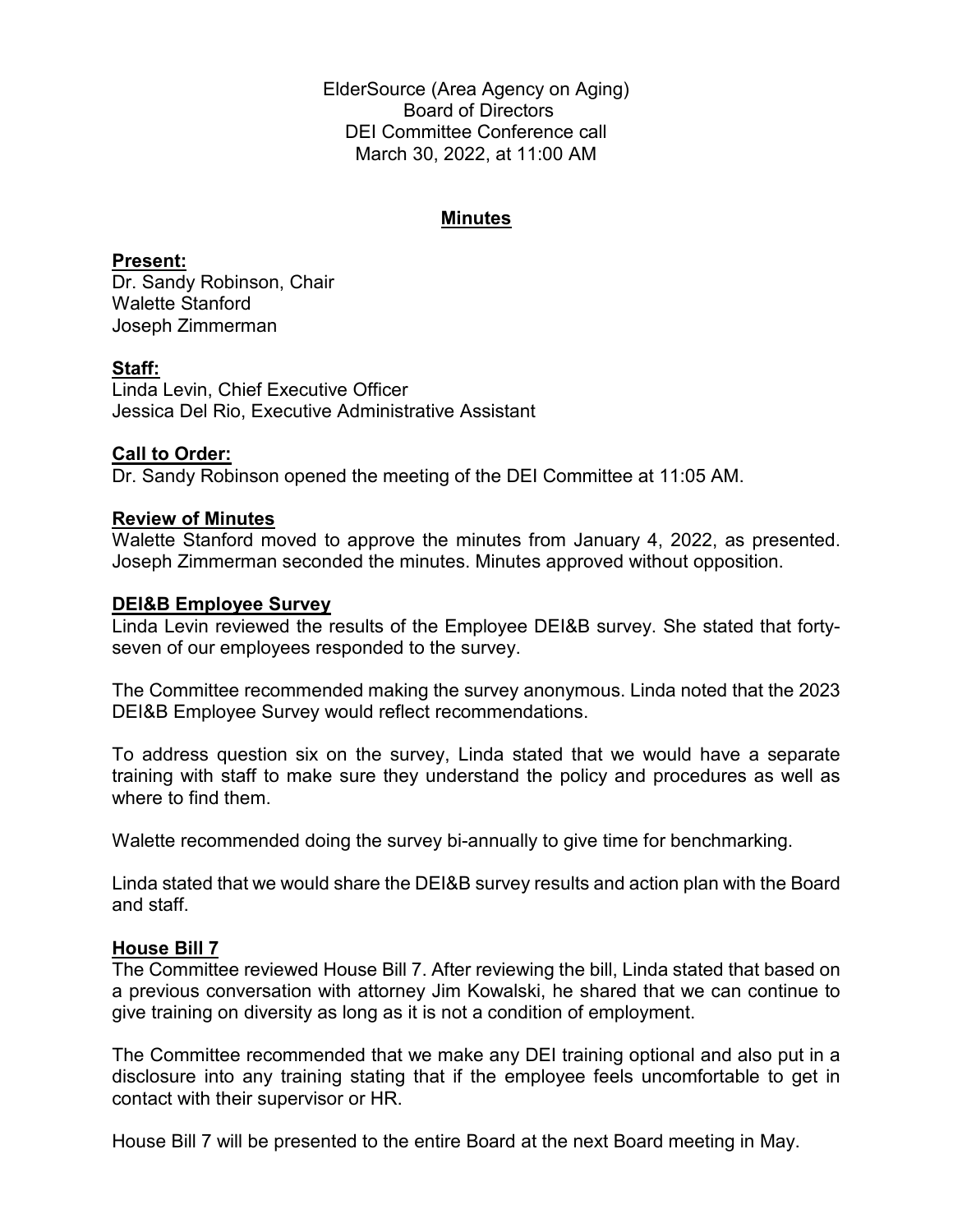ElderSource (Area Agency on Aging)
Board of Directors
DEI Committee Conference call
March 30, 2022, at 11:00 AM

# Minutes

**Present:**
Dr. Sandy Robinson, Chair
Walette Stanford
Joseph Zimmerman

**Staff:**
Linda Levin, Chief Executive Officer
Jessica Del Rio, Executive Administrative Assistant

**Call to Order:**
Dr. Sandy Robinson opened the meeting of the DEI Committee at 11:05 AM.

**Review of Minutes**
Walette Stanford moved to approve the minutes from January 4, 2022, as presented. Joseph Zimmerman seconded the minutes. Minutes approved without opposition.

**DEI&B Employee Survey**
Linda Levin reviewed the results of the Employee DEI&B survey. She stated that forty-seven of our employees responded to the survey.

The Committee recommended making the survey anonymous. Linda noted that the 2023 DEI&B Employee Survey would reflect recommendations.

To address question six on the survey, Linda stated that we would have a separate training with staff to make sure they understand the policy and procedures as well as where to find them.

Walette recommended doing the survey bi-annually to give time for benchmarking.

Linda stated that we would share the DEI&B survey results and action plan with the Board and staff.

**House Bill 7**
The Committee reviewed House Bill 7. After reviewing the bill, Linda stated that based on a previous conversation with attorney Jim Kowalski, he shared that we can continue to give training on diversity as long as it is not a condition of employment.

The Committee recommended that we make any DEI training optional and also put in a disclosure into any training stating that if the employee feels uncomfortable to get in contact with their supervisor or HR.

House Bill 7 will be presented to the entire Board at the next Board meeting in May.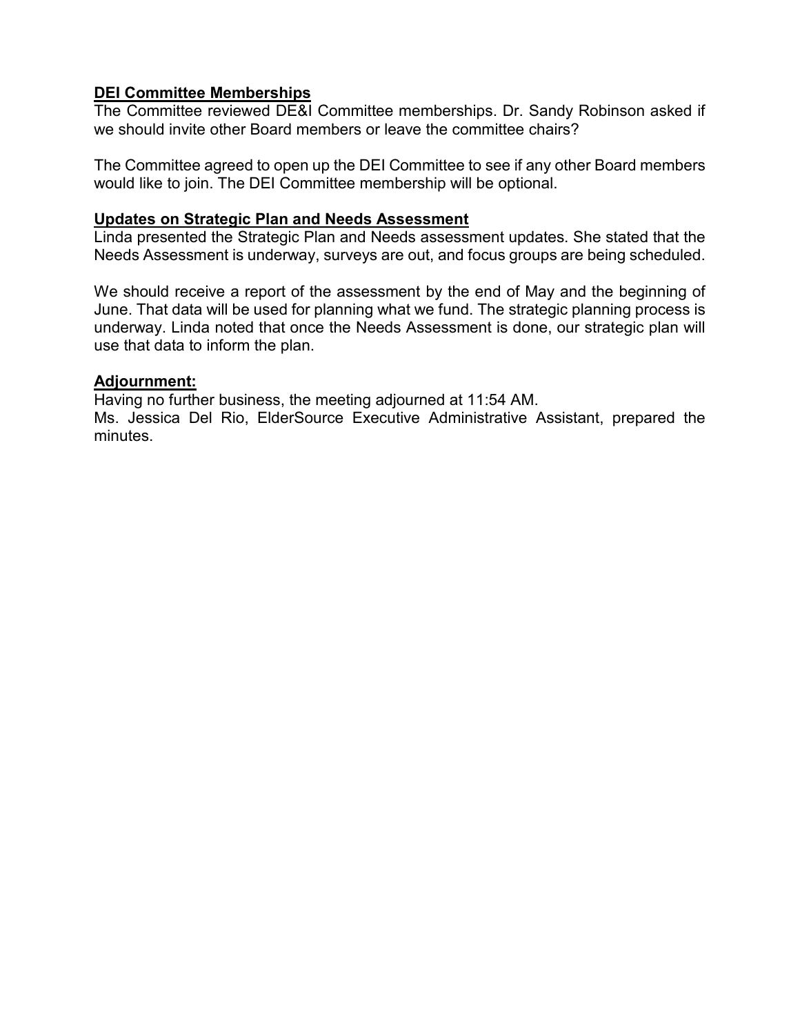**DEI Committee Memberships**

The Committee reviewed DE&I Committee memberships. Dr. Sandy Robinson asked if we should invite other Board members or leave the committee chairs?

The Committee agreed to open up the DEI Committee to see if any other Board members would like to join. The DEI Committee membership will be optional.

**Updates on Strategic Plan and Needs Assessment**

Linda presented the Strategic Plan and Needs assessment updates. She stated that the Needs Assessment is underway, surveys are out, and focus groups are being scheduled.

We should receive a report of the assessment by the end of May and the beginning of June. That data will be used for planning what we fund. The strategic planning process is underway. Linda noted that once the Needs Assessment is done, our strategic plan will use that data to inform the plan.

**Adjournment:**

Having no further business, the meeting adjourned at 11:54 AM.
Ms. Jessica Del Rio, ElderSource Executive Administrative Assistant, prepared the minutes.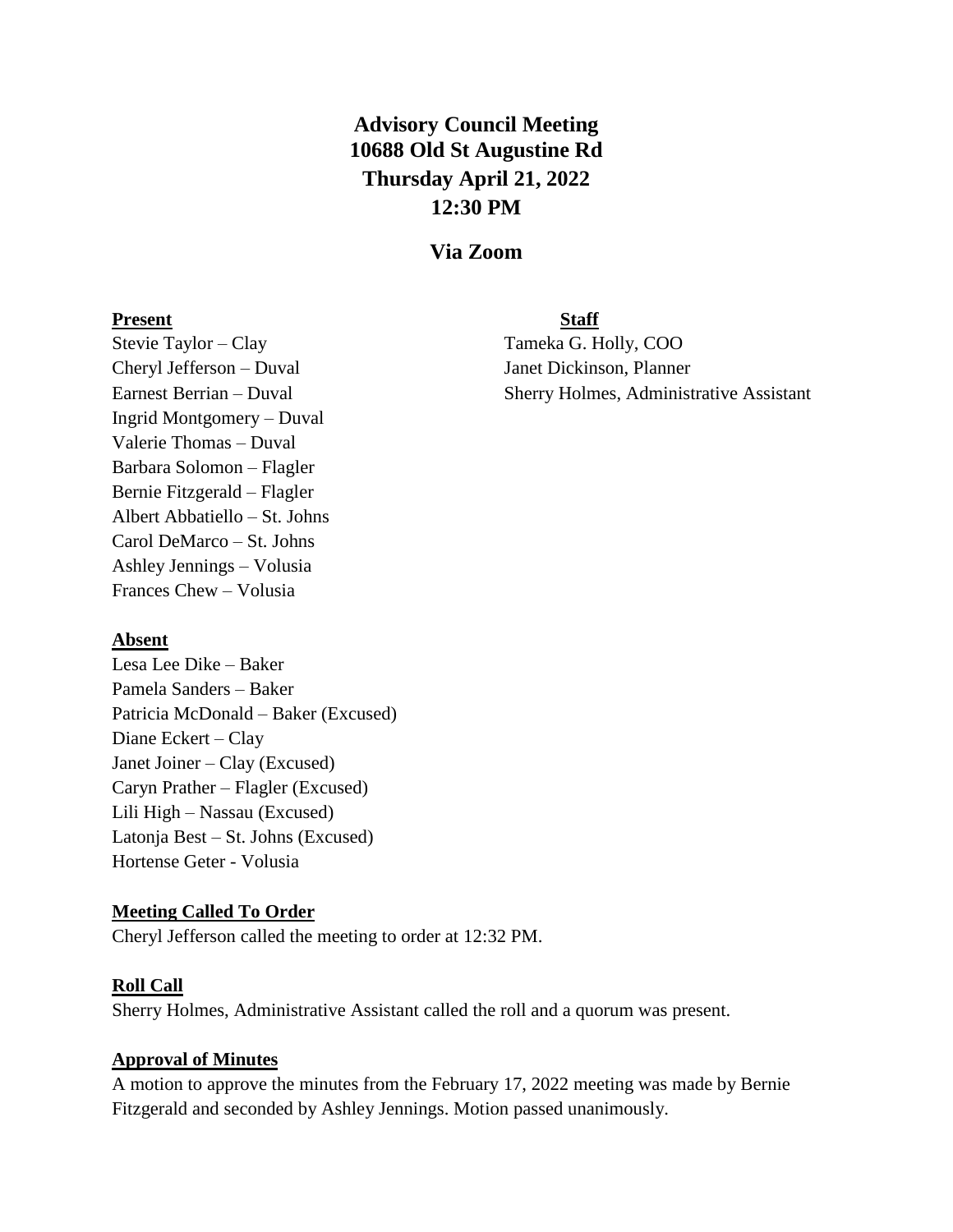# Advisory Council Meeting
# 10688 Old St Augustine Rd
# Thursday April 21, 2022
# 12:30 PM

## Via Zoom

**Present**

Stevie Taylor – Clay
Cheryl Jefferson – Duval
Earnest Berrian – Duval
Ingrid Montgomery – Duval
Valerie Thomas – Duval
Barbara Solomon – Flagler
Bernie Fitzgerald – Flagler
Albert Abbatiello – St. Johns
Carol DeMarco – St. Johns
Ashley Jennings – Volusia
Frances Chew – Volusia

**Staff**

Tameka G. Holly, COO
Janet Dickinson, Planner
Sherry Holmes, Administrative Assistant

**Absent**

Lesa Lee Dike – Baker
Pamela Sanders – Baker
Patricia McDonald – Baker (Excused)
Diane Eckert – Clay
Janet Joiner – Clay (Excused)
Caryn Prather – Flagler (Excused)
Lili High – Nassau (Excused)
Latonja Best – St. Johns (Excused)
Hortense Geter - Volusia

**Meeting Called To Order**

Cheryl Jefferson called the meeting to order at 12:32 PM.

**Roll Call**

Sherry Holmes, Administrative Assistant called the roll and a quorum was present.

**Approval of Minutes**

A motion to approve the minutes from the February 17, 2022 meeting was made by Bernie Fitzgerald and seconded by Ashley Jennings. Motion passed unanimously.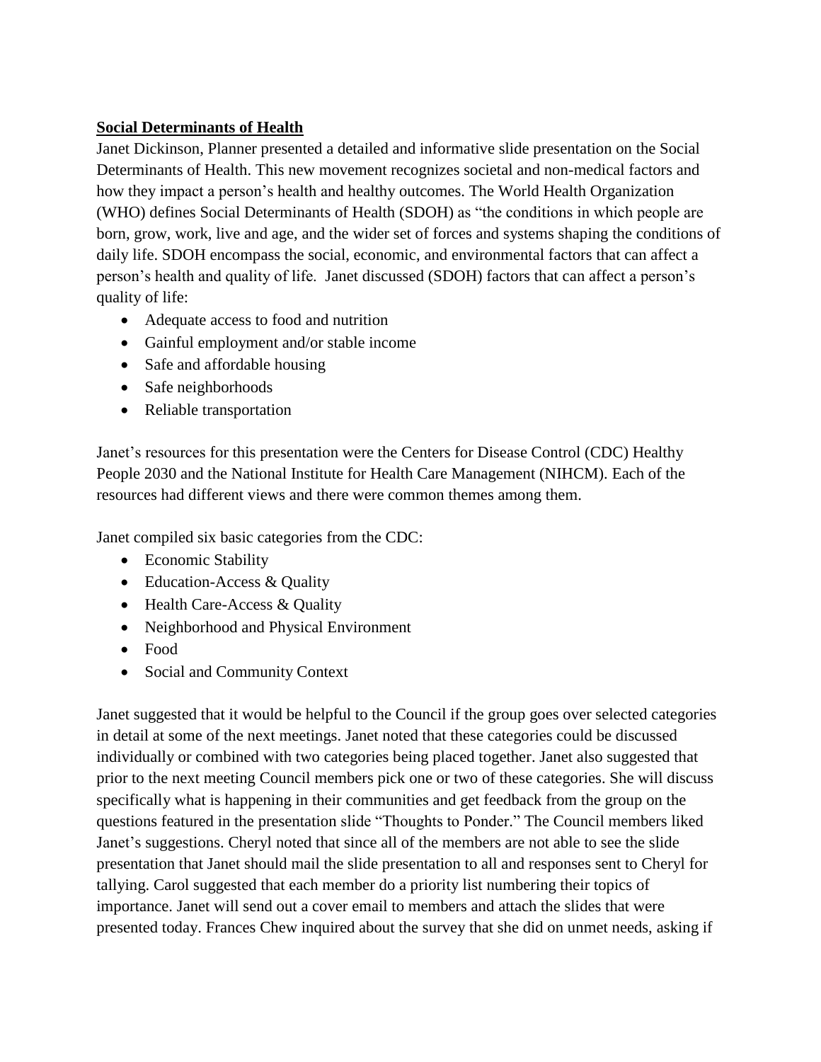**Social Determinants of Health**

Janet Dickinson, Planner presented a detailed and informative slide presentation on the Social Determinants of Health. This new movement recognizes societal and non-medical factors and how they impact a person's health and healthy outcomes. The World Health Organization (WHO) defines Social Determinants of Health (SDOH) as "the conditions in which people are born, grow, work, live and age, and the wider set of forces and systems shaping the conditions of daily life. SDOH encompass the social, economic, and environmental factors that can affect a person's health and quality of life. Janet discussed (SDOH) factors that can affect a person's quality of life:

- Adequate access to food and nutrition
- Gainful employment and/or stable income
- Safe and affordable housing
- Safe neighborhoods
- Reliable transportation

Janet's resources for this presentation were the Centers for Disease Control (CDC) Healthy People 2030 and the National Institute for Health Care Management (NIHCM). Each of the resources had different views and there were common themes among them.

Janet compiled six basic categories from the CDC:

- Economic Stability
- Education-Access & Quality
- Health Care-Access & Quality
- Neighborhood and Physical Environment
- Food
- Social and Community Context

Janet suggested that it would be helpful to the Council if the group goes over selected categories in detail at some of the next meetings. Janet noted that these categories could be discussed individually or combined with two categories being placed together. Janet also suggested that prior to the next meeting Council members pick one or two of these categories. She will discuss specifically what is happening in their communities and get feedback from the group on the questions featured in the presentation slide "Thoughts to Ponder." The Council members liked Janet's suggestions. Cheryl noted that since all of the members are not able to see the slide presentation that Janet should mail the slide presentation to all and responses sent to Cheryl for tallying. Carol suggested that each member do a priority list numbering their topics of importance. Janet will send out a cover email to members and attach the slides that were presented today. Frances Chew inquired about the survey that she did on unmet needs, asking if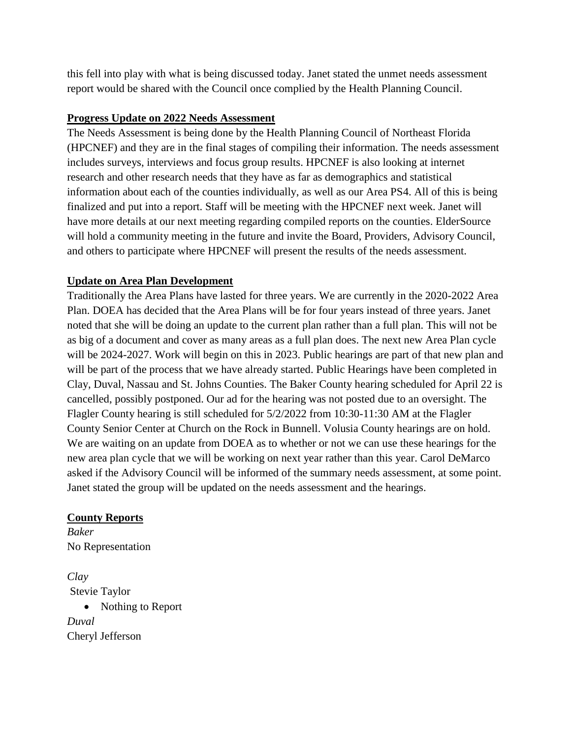this fell into play with what is being discussed today. Janet stated the unmet needs assessment report would be shared with the Council once complied by the Health Planning Council.

**Progress Update on 2022 Needs Assessment**

The Needs Assessment is being done by the Health Planning Council of Northeast Florida (HPCNEF) and they are in the final stages of compiling their information. The needs assessment includes surveys, interviews and focus group results. HPCNEF is also looking at internet research and other research needs that they have as far as demographics and statistical information about each of the counties individually, as well as our Area PS4. All of this is being finalized and put into a report. Staff will be meeting with the HPCNEF next week. Janet will have more details at our next meeting regarding compiled reports on the counties. ElderSource will hold a community meeting in the future and invite the Board, Providers, Advisory Council, and others to participate where HPCNEF will present the results of the needs assessment.

**Update on Area Plan Development**

Traditionally the Area Plans have lasted for three years. We are currently in the 2020-2022 Area Plan. DOEA has decided that the Area Plans will be for four years instead of three years. Janet noted that she will be doing an update to the current plan rather than a full plan. This will not be as big of a document and cover as many areas as a full plan does. The next new Area Plan cycle will be 2024-2027. Work will begin on this in 2023. Public hearings are part of that new plan and will be part of the process that we have already started. Public Hearings have been completed in Clay, Duval, Nassau and St. Johns Counties. The Baker County hearing scheduled for April 22 is cancelled, possibly postponed. Our ad for the hearing was not posted due to an oversight. The Flagler County hearing is still scheduled for 5/2/2022 from 10:30-11:30 AM at the Flagler County Senior Center at Church on the Rock in Bunnell. Volusia County hearings are on hold. We are waiting on an update from DOEA as to whether or not we can use these hearings for the new area plan cycle that we will be working on next year rather than this year. Carol DeMarco asked if the Advisory Council will be informed of the summary needs assessment, at some point. Janet stated the group will be updated on the needs assessment and the hearings.

**County Reports**

*Baker*
No Representation

*Clay*
Stevie Taylor

- Nothing to Report

*Duval*
Cheryl Jefferson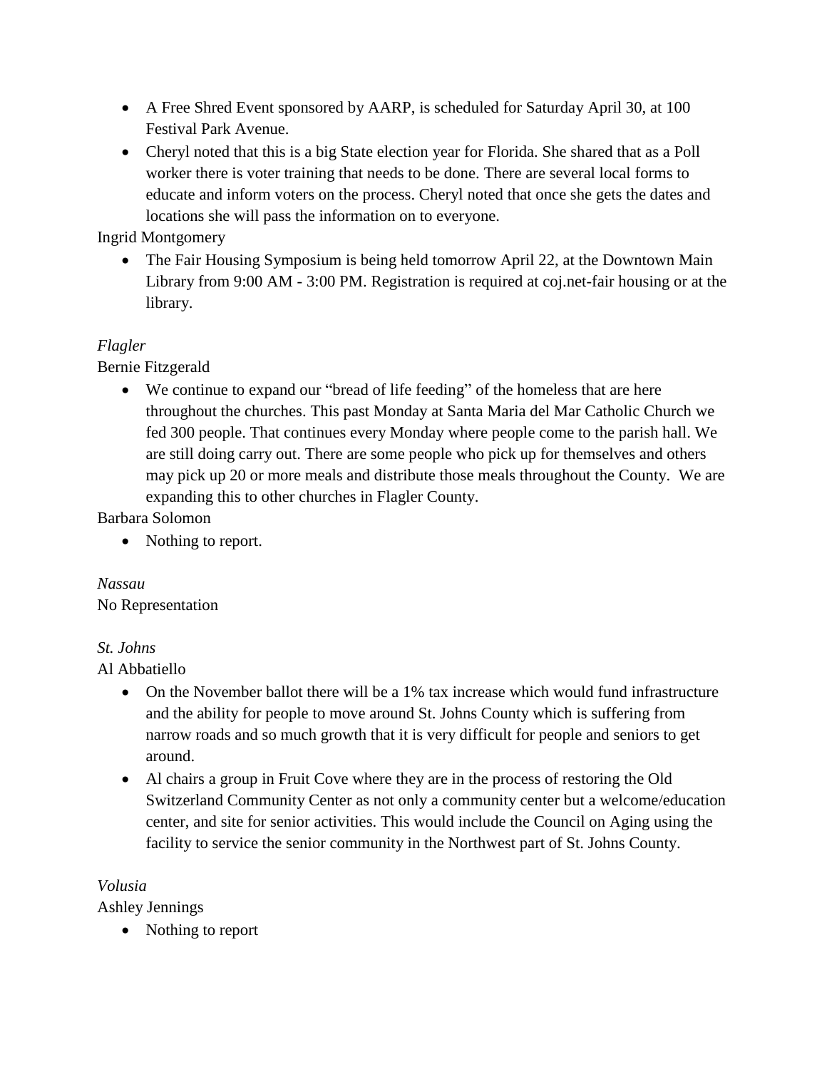- A Free Shred Event sponsored by AARP, is scheduled for Saturday April 30, at 100 Festival Park Avenue.
- Cheryl noted that this is a big State election year for Florida. She shared that as a Poll worker there is voter training that needs to be done. There are several local forms to educate and inform voters on the process. Cheryl noted that once she gets the dates and locations she will pass the information on to everyone.

Ingrid Montgomery

- The Fair Housing Symposium is being held tomorrow April 22, at the Downtown Main Library from 9:00 AM - 3:00 PM. Registration is required at coj.net-fair housing or at the library.

*Flagler*

Bernie Fitzgerald

- We continue to expand our "bread of life feeding" of the homeless that are here throughout the churches. This past Monday at Santa Maria del Mar Catholic Church we fed 300 people. That continues every Monday where people come to the parish hall. We are still doing carry out. There are some people who pick up for themselves and others may pick up 20 or more meals and distribute those meals throughout the County. We are expanding this to other churches in Flagler County.

Barbara Solomon

- Nothing to report.

*Nassau*

No Representation

*St. Johns*

Al Abbatiello

- On the November ballot there will be a 1% tax increase which would fund infrastructure and the ability for people to move around St. Johns County which is suffering from narrow roads and so much growth that it is very difficult for people and seniors to get around.
- Al chairs a group in Fruit Cove where they are in the process of restoring the Old Switzerland Community Center as not only a community center but a welcome/education center, and site for senior activities. This would include the Council on Aging using the facility to service the senior community in the Northwest part of St. Johns County.

*Volusia*

Ashley Jennings

- Nothing to report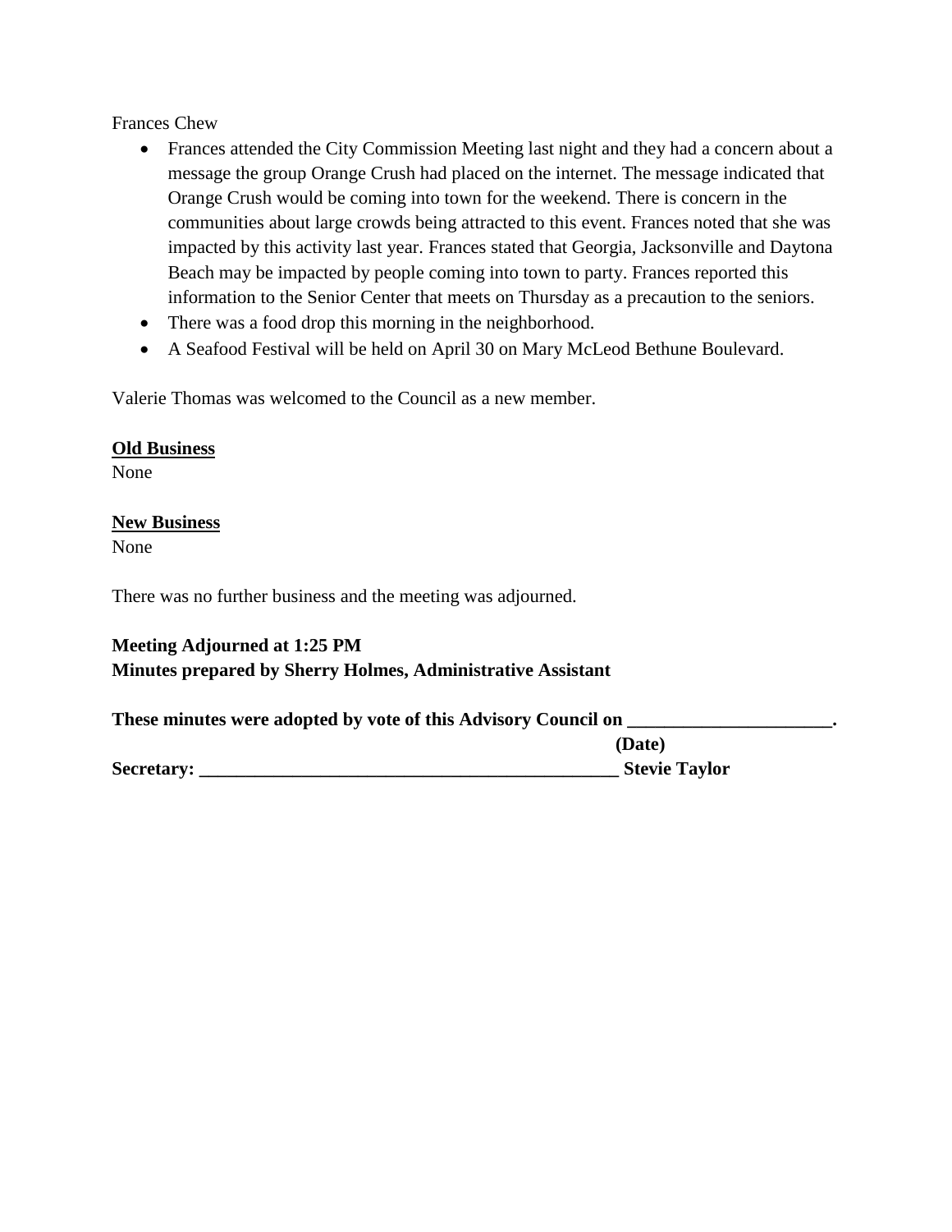Frances Chew

- Frances attended the City Commission Meeting last night and they had a concern about a message the group Orange Crush had placed on the internet. The message indicated that Orange Crush would be coming into town for the weekend. There is concern in the communities about large crowds being attracted to this event. Frances noted that she was impacted by this activity last year. Frances stated that Georgia, Jacksonville and Daytona Beach may be impacted by people coming into town to party. Frances reported this information to the Senior Center that meets on Thursday as a precaution to the seniors.
- There was a food drop this morning in the neighborhood.
- A Seafood Festival will be held on April 30 on Mary McLeod Bethune Boulevard.

Valerie Thomas was welcomed to the Council as a new member.

**Old Business**
None

**New Business**
None

There was no further business and the meeting was adjourned.

**Meeting Adjourned at 1:25 PM**
**Minutes prepared by Sherry Holmes, Administrative Assistant**

**These minutes were adopted by vote of this Advisory Council on ______________________.**
**(Date)**
**Secretary: _______________________________________________ Stevie Taylor**